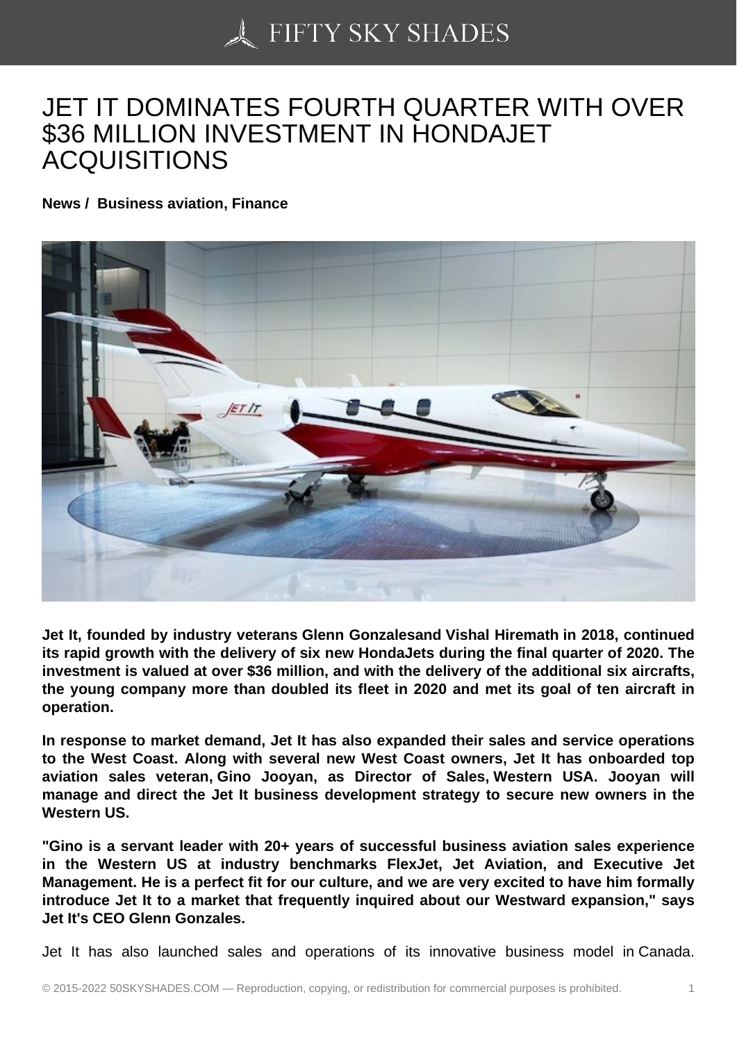# JET IT DOMINATES FOURTH QUARTER WITH OVER $36 MILLION INVESTMENT IN HONDAJET ACQUISITIONS

**News / Business aviation, Finance**

**Jet It, founded by industry veterans Glenn Gonzalesand Vishal Hiremath in 2018, continued its rapid growth with the delivery of six new HondaJets during the final quarter of 2020. The investment is valued at over $36 million, and with the delivery of the additional six aircrafts, the young company more than doubled its fleet in 2020 and met its goal of ten aircraft in operation.**

**In response to market demand, Jet It has also expanded their sales and service operations to the West Coast. Along with several new West Coast owners, Jet It has onboarded top aviation sales veteran, Gino Jooyan, as Director of Sales, Western USA. Jooyan will manage and direct the Jet It business development strategy to secure new owners in the Western US.**

**"Gino is a servant leader with 20+ years of successful business aviation sales experience in the Western US at industry benchmarks FlexJet, Jet Aviation, and Executive Jet Management. He is a perfect fit for our culture, and we are very excited to have him formally introduce Jet It to a market that frequently inquired about our Westward expansion," says Jet It's CEO Glenn Gonzales.**

Jet It has also launched sales and operations of its innovative business model in Canada.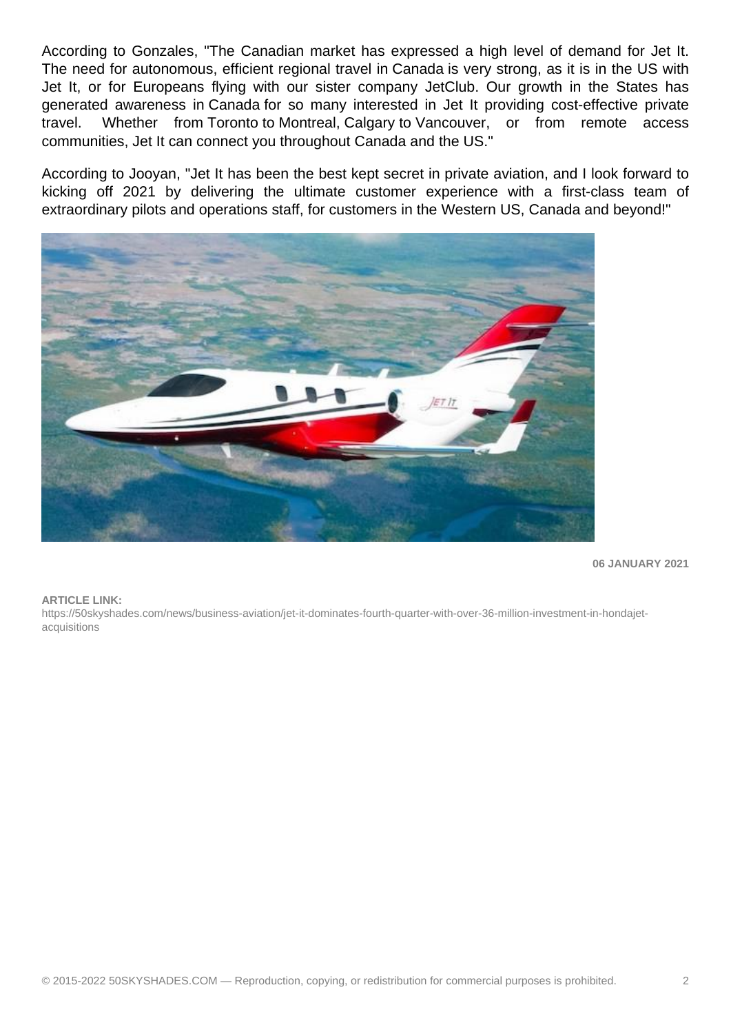According to Gonzales, "The Canadian market has expressed a high level of demand for Jet It. The need for autonomous, efficient regional travel in Canada is very strong, as it is in the US with Jet It, or for Europeans flying with our sister company JetClub. Our growth in the States has generated awareness in Canada for so many interested in Jet It providing cost-effective private travel. Whether from Toronto to Montreal, Calgary to Vancouver, or from remote access communities, Jet It can connect you throughout Canada and the US."

According to Jooyan, "Jet It has been the best kept secret in private aviation, and I look forward to kicking off 2021 by delivering the ultimate customer experience with a first-class team of extraordinary pilots and operations staff, for customers in the Western US, Canada and beyond!"

**06 JANUARY 2021**

**ARTICLE LINK:**
https://50skyshades.com/news/business-aviation/jet-it-dominates-fourth-quarter-with-over-36-million-investment-in-hondajet-acquisitions